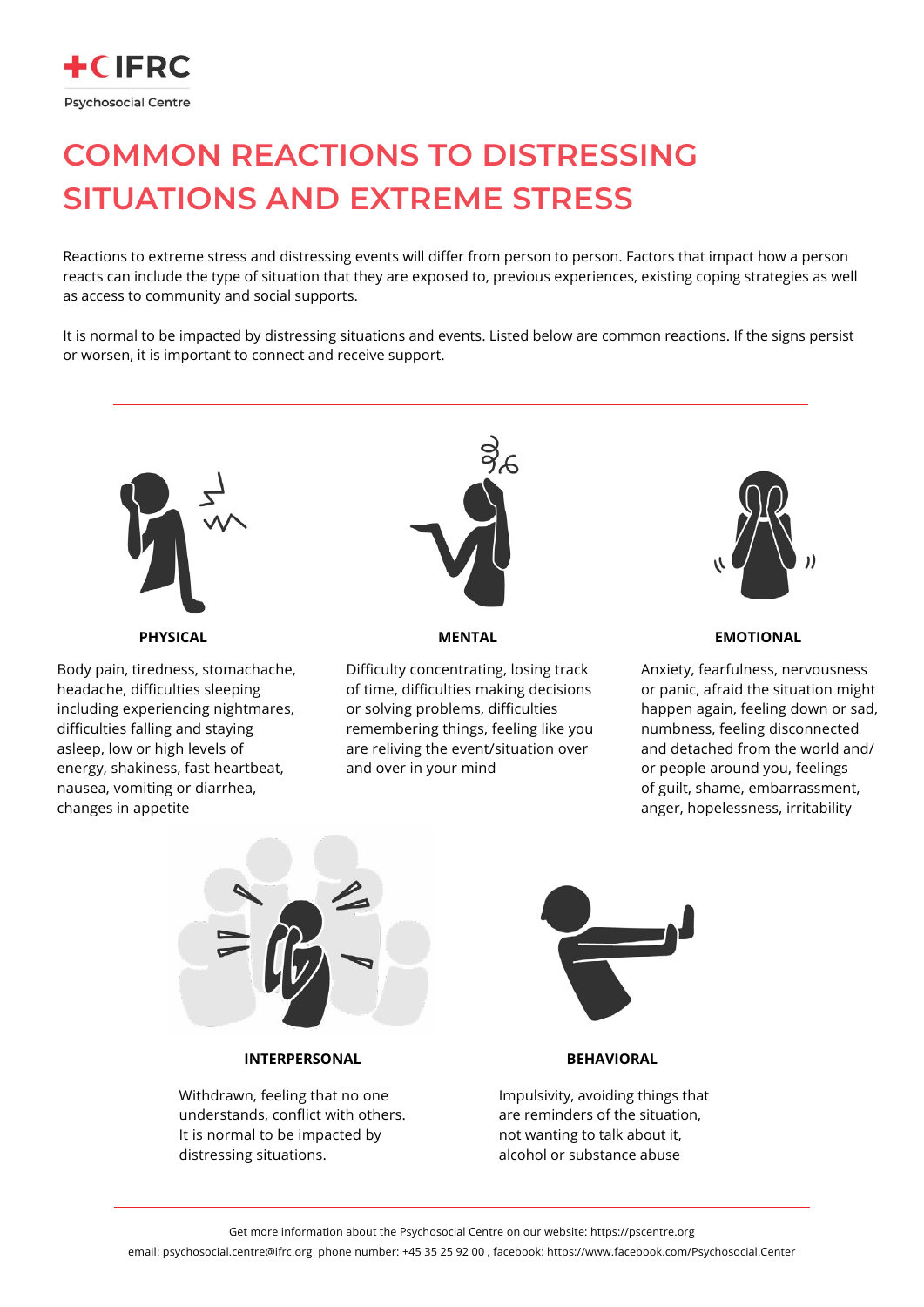IFRC

Psychosocial Centre

# COMMON REACTIONS TO DISTRESSING SITUATIONS AND EXTREME STRESS

Reactions to extreme stress and distressing events will differ from person to person. Factors that impact how a person reacts can include the type of situation that they are exposed to, previous experiences, existing coping strategies as well as access to community and social supports.

It is normal to be impacted by distressing situations and events. Listed below are common reactions. If the signs persist or worsen, it is important to connect and receive support.

---

**PHYSICAL**

Body pain, tiredness, stomachache, headache, difficulties sleeping including experiencing nightmares, difficulties falling and staying asleep, low or high levels of energy, shakiness, fast heartbeat, nausea, vomiting or diarrhea, changes in appetite

**MENTAL**

Difficulty concentrating, losing track of time, difficulties making decisions or solving problems, difficulties remembering things, feeling like you are reliving the event/situation over and over in your mind

**EMOTIONAL**

Anxiety, fearfulness, nervousness or panic, afraid the situation might happen again, feeling down or sad, numbness, feeling disconnected and detached from the world and/ or people around you, feelings of guilt, shame, embarrassment, anger, hopelessness, irritability

**INTERPERSONAL**

Withdrawn, feeling that no one understands, conflict with others. It is normal to be impacted by distressing situations.

**BEHAVIORAL**

Impulsivity, avoiding things that are reminders of the situation, not wanting to talk about it, alcohol or substance abuse

---

Get more information about the Psychosocial Centre on our website: https://pscentre.org

email: psychosocial.centre@ifrc.org phone number: +45 35 25 92 00 , facebook: https://www.facebook.com/Psychosocial.Center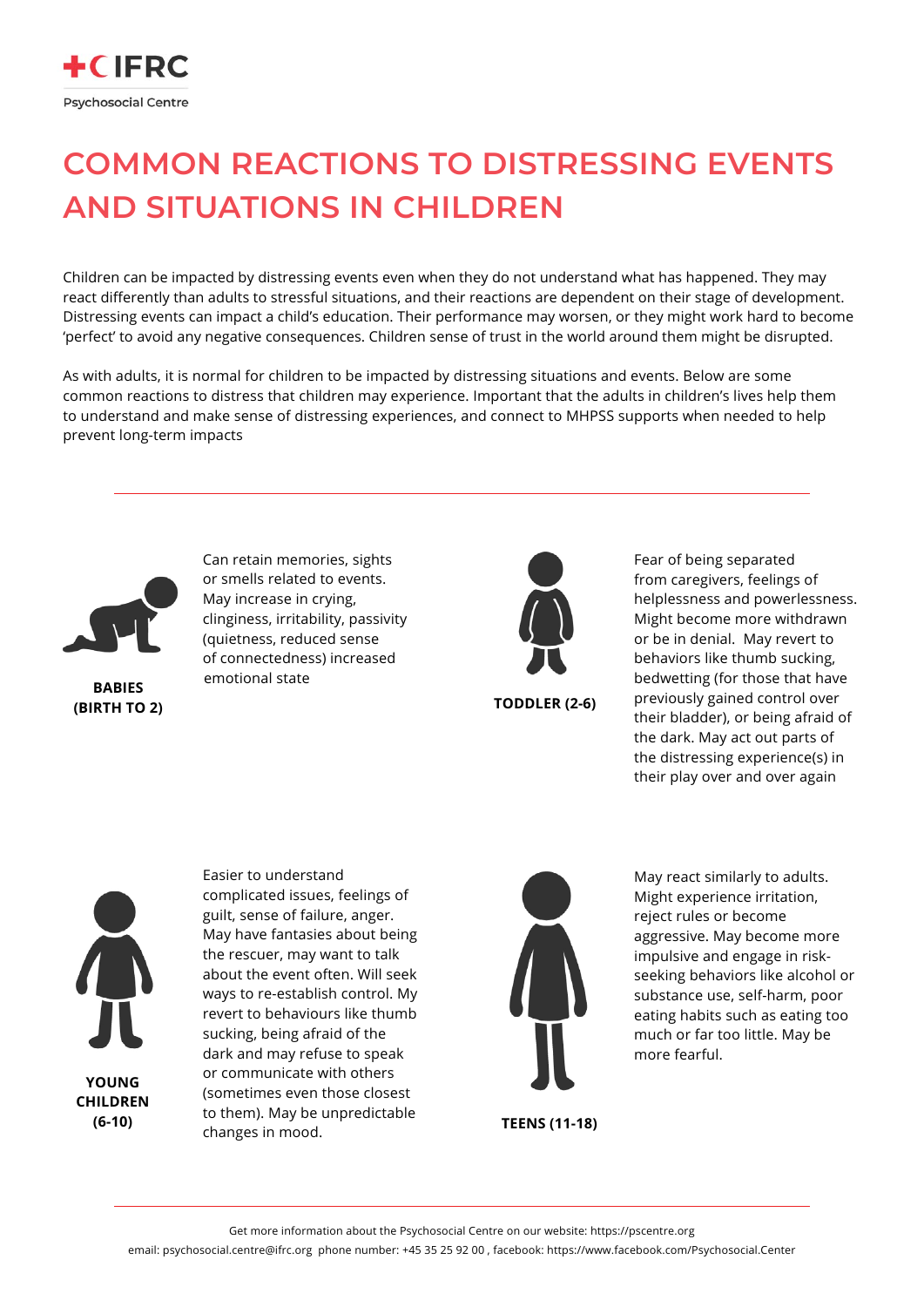# COMMON REACTIONS TO DISTRESSING EVENTS AND SITUATIONS IN CHILDREN

Children can be impacted by distressing events even when they do not understand what has happened. They may react differently than adults to stressful situations, and their reactions are dependent on their stage of development. Distressing events can impact a child's education. Their performance may worsen, or they might work hard to become 'perfect' to avoid any negative consequences. Children sense of trust in the world around them might be disrupted.

As with adults, it is normal for children to be impacted by distressing situations and events. Below are some common reactions to distress that children may experience. Important that the adults in children's lives help them to understand and make sense of distressing experiences, and connect to MHPSS supports when needed to help prevent long-term impacts

**BABIES (BIRTH TO 2)**

Can retain memories, sights or smells related to events. May increase in crying, clinginess, irritability, passivity (quietness, reduced sense of connectedness) increased emotional state

**TODDLER (2-6)**

Fear of being separated from caregivers, feelings of helplessness and powerlessness. Might become more withdrawn or be in denial. May revert to behaviors like thumb sucking, bedwetting (for those that have previously gained control over their bladder), or being afraid of the dark. May act out parts of the distressing experience(s) in their play over and over again

**YOUNG CHILDREN (6-10)**

Easier to understand complicated issues, feelings of guilt, sense of failure, anger. May have fantasies about being the rescuer, may want to talk about the event often. Will seek ways to re-establish control. My revert to behaviours like thumb sucking, being afraid of the dark and may refuse to speak or communicate with others (sometimes even those closest to them). May be unpredictable changes in mood.

**TEENS (11-18)**

May react similarly to adults. Might experience irritation, reject rules or become aggressive. May become more impulsive and engage in risk-seeking behaviors like alcohol or substance use, self-harm, poor eating habits such as eating too much or far too little. May be more fearful.

Get more information about the Psychosocial Centre on our website: https://pscentre.org
email: psychosocial.centre@ifrc.org phone number: +45 35 25 92 00 , facebook: https://www.facebook.com/Psychosocial.Center